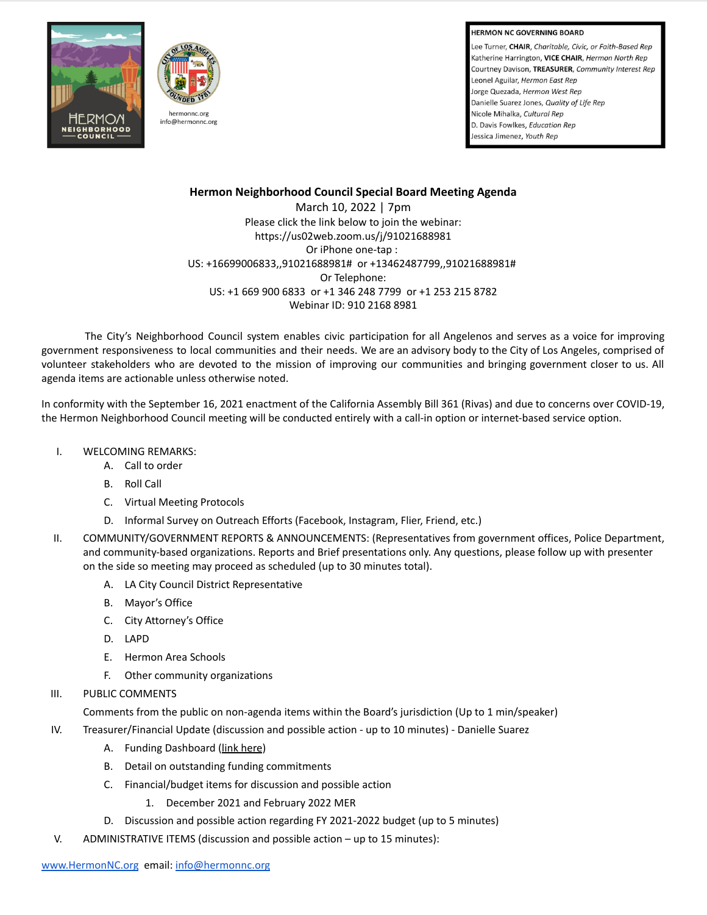hermonnc.org
info@hermonnc.org

**HERMON NC GOVERNING BOARD**

Lee Turner, **CHAIR**, *Charitable, Civic, or Faith-Based Rep*
Katherine Harrington, **VICE CHAIR**, *Hermon North Rep*
Courtney Davison, **TREASURER**, *Community Interest Rep*
Leonel Aguilar, *Hermon East Rep*
Jorge Quezada, *Hermon West Rep*
Danielle Suarez Jones, *Quality of Life Rep*
Nicole Mihalka, *Cultural Rep*
D. Davis Fowlkes, *Education Rep*
Jessica Jimenez, *Youth Rep*

# Hermon Neighborhood Council Special Board Meeting Agenda

March 10, 2022 | 7pm
Please click the link below to join the webinar:
https://us02web.zoom.us/j/91021688981
Or iPhone one-tap :
US: +16699006833,,91021688981# or +13462487799,,91021688981#
Or Telephone:
US: +1 669 900 6833 or +1 346 248 7799 or +1 253 215 8782
Webinar ID: 910 2168 8981

The City's Neighborhood Council system enables civic participation for all Angelenos and serves as a voice for improving government responsiveness to local communities and their needs. We are an advisory body to the City of Los Angeles, comprised of volunteer stakeholders who are devoted to the mission of improving our communities and bringing government closer to us. All agenda items are actionable unless otherwise noted.

In conformity with the September 16, 2021 enactment of the California Assembly Bill 361 (Rivas) and due to concerns over COVID-19, the Hermon Neighborhood Council meeting will be conducted entirely with a call-in option or internet-based service option.

I. WELCOMING REMARKS:
   A. Call to order
   B. Roll Call
   C. Virtual Meeting Protocols
   D. Informal Survey on Outreach Efforts (Facebook, Instagram, Flier, Friend, etc.)

II. COMMUNITY/GOVERNMENT REPORTS & ANNOUNCEMENTS: (Representatives from government offices, Police Department, and community-based organizations. Reports and Brief presentations only. Any questions, please follow up with presenter on the side so meeting may proceed as scheduled (up to 30 minutes total).
   A. LA City Council District Representative
   B. Mayor's Office
   C. City Attorney's Office
   D. LAPD
   E. Hermon Area Schools
   F. Other community organizations

III. PUBLIC COMMENTS
   Comments from the public on non-agenda items within the Board's jurisdiction (Up to 1 min/speaker)

IV. Treasurer/Financial Update (discussion and possible action - up to 10 minutes) - Danielle Suarez
   A. Funding Dashboard (link here)
   B. Detail on outstanding funding commitments
   C. Financial/budget items for discussion and possible action
      1. December 2021 and February 2022 MER
   D. Discussion and possible action regarding FY 2021-2022 budget (up to 5 minutes)

V. ADMINISTRATIVE ITEMS (discussion and possible action – up to 15 minutes):

www.HermonNC.org email: info@hermonnc.org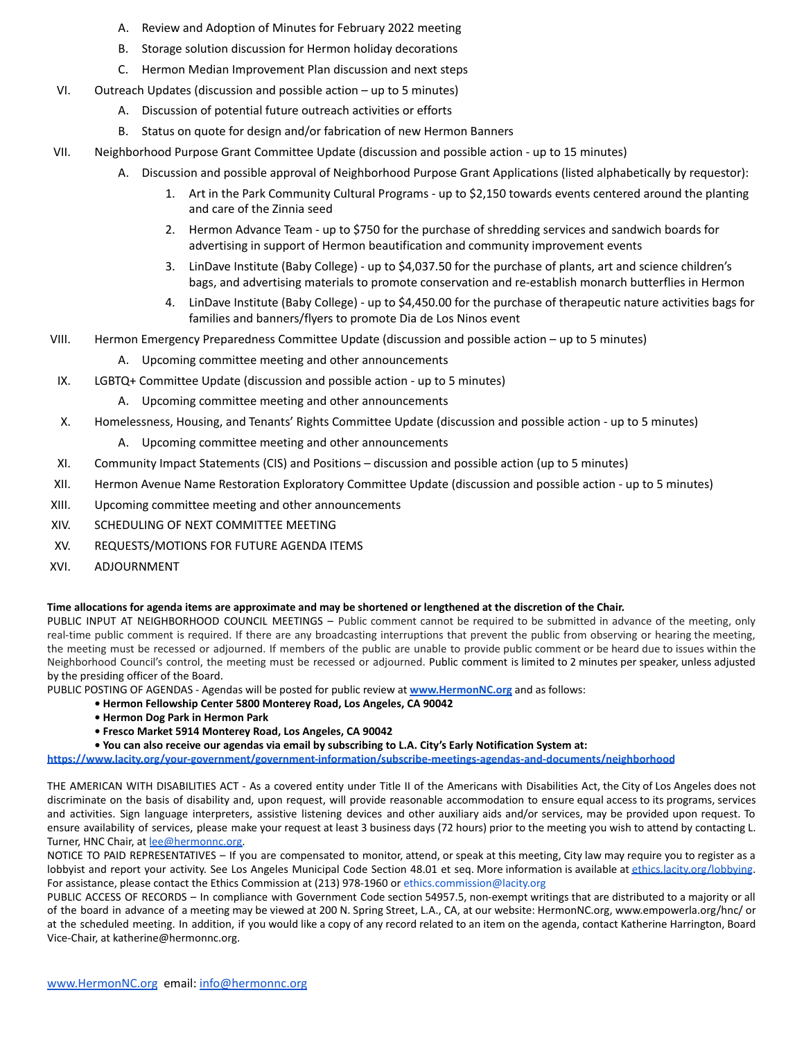A. Review and Adoption of Minutes for February 2022 meeting
   B. Storage solution discussion for Hermon holiday decorations
   C. Hermon Median Improvement Plan discussion and next steps

VI. Outreach Updates (discussion and possible action – up to 5 minutes)
   A. Discussion of potential future outreach activities or efforts
   B. Status on quote for design and/or fabrication of new Hermon Banners

VII. Neighborhood Purpose Grant Committee Update (discussion and possible action - up to 15 minutes)
   A. Discussion and possible approval of Neighborhood Purpose Grant Applications (listed alphabetically by requestor):
      1. Art in the Park Community Cultural Programs - up to $2,150 towards events centered around the planting and care of the Zinnia seed
      2. Hermon Advance Team - up to $750 for the purchase of shredding services and sandwich boards for advertising in support of Hermon beautification and community improvement events
      3. LinDave Institute (Baby College) - up to $4,037.50 for the purchase of plants, art and science children's bags, and advertising materials to promote conservation and re-establish monarch butterflies in Hermon
      4. LinDave Institute (Baby College) - up to $4,450.00 for the purchase of therapeutic nature activities bags for families and banners/flyers to promote Dia de Los Ninos event

VIII. Hermon Emergency Preparedness Committee Update (discussion and possible action – up to 5 minutes)
   A. Upcoming committee meeting and other announcements

IX. LGBTQ+ Committee Update (discussion and possible action - up to 5 minutes)
   A. Upcoming committee meeting and other announcements

X. Homelessness, Housing, and Tenants' Rights Committee Update (discussion and possible action - up to 5 minutes)
   A. Upcoming committee meeting and other announcements

XI. Community Impact Statements (CIS) and Positions – discussion and possible action (up to 5 minutes)

XII. Hermon Avenue Name Restoration Exploratory Committee Update (discussion and possible action - up to 5 minutes)

XIII. Upcoming committee meeting and other announcements

XIV. SCHEDULING OF NEXT COMMITTEE MEETING

XV. REQUESTS/MOTIONS FOR FUTURE AGENDA ITEMS

XVI. ADJOURNMENT

**Time allocations for agenda items are approximate and may be shortened or lengthened at the discretion of the Chair.**

PUBLIC INPUT AT NEIGHBORHOOD COUNCIL MEETINGS – Public comment cannot be required to be submitted in advance of the meeting, only real-time public comment is required. If there are any broadcasting interruptions that prevent the public from observing or hearing the meeting, the meeting must be recessed or adjourned. If members of the public are unable to provide public comment or be heard due to issues within the Neighborhood Council's control, the meeting must be recessed or adjourned. Public comment is limited to 2 minutes per speaker, unless adjusted by the presiding officer of the Board.

PUBLIC POSTING OF AGENDAS - Agendas will be posted for public review at **www.HermonNC.org** and as follows:

- **Hermon Fellowship Center 5800 Monterey Road, Los Angeles, CA 90042**
- **Hermon Dog Park in Hermon Park**
- **Fresco Market 5914 Monterey Road, Los Angeles, CA 90042**
- **You can also receive our agendas via email by subscribing to L.A. City's Early Notification System at:**

**https://www.lacity.org/your-government/government-information/subscribe-meetings-agendas-and-documents/neighborhood**

THE AMERICAN WITH DISABILITIES ACT - As a covered entity under Title II of the Americans with Disabilities Act, the City of Los Angeles does not discriminate on the basis of disability and, upon request, will provide reasonable accommodation to ensure equal access to its programs, services and activities. Sign language interpreters, assistive listening devices and other auxiliary aids and/or services, may be provided upon request. To ensure availability of services, please make your request at least 3 business days (72 hours) prior to the meeting you wish to attend by contacting L. Turner, HNC Chair, at lee@hermonnc.org.

NOTICE TO PAID REPRESENTATIVES – If you are compensated to monitor, attend, or speak at this meeting, City law may require you to register as a lobbyist and report your activity. See Los Angeles Municipal Code Section 48.01 et seq. More information is available at ethics.lacity.org/lobbying. For assistance, please contact the Ethics Commission at (213) 978-1960 or ethics.commission@lacity.org

PUBLIC ACCESS OF RECORDS – In compliance with Government Code section 54957.5, non-exempt writings that are distributed to a majority or all of the board in advance of a meeting may be viewed at 200 N. Spring Street, L.A., CA, at our website: HermonNC.org, www.empowerla.org/hnc/ or at the scheduled meeting. In addition, if you would like a copy of any record related to an item on the agenda, contact Katherine Harrington, Board Vice-Chair, at katherine@hermonnc.org.

www.HermonNC.org email: info@hermonnc.org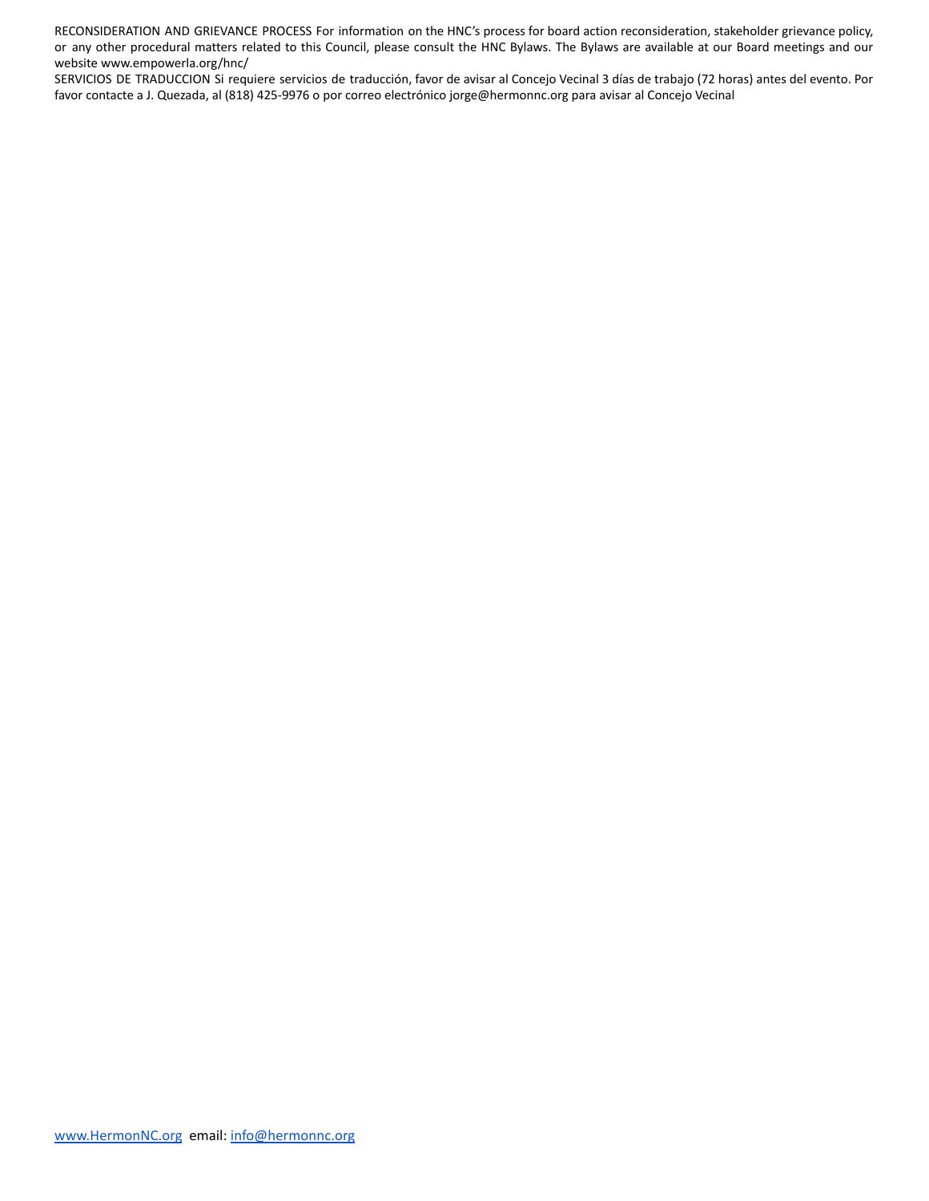RECONSIDERATION AND GRIEVANCE PROCESS For information on the HNC's process for board action reconsideration, stakeholder grievance policy, or any other procedural matters related to this Council, please consult the HNC Bylaws. The Bylaws are available at our Board meetings and our website www.empowerla.org/hnc/

SERVICIOS DE TRADUCCION Si requiere servicios de traducción, favor de avisar al Concejo Vecinal 3 días de trabajo (72 horas) antes del evento. Por favor contacte a J. Quezada, al (818) 425-9976 o por correo electrónico jorge@hermonnc.org para avisar al Concejo Vecinal

[www.HermonNC.org](http://www.HermonNC.org) email: [info@hermonnc.org](mailto:info@hermonnc.org)